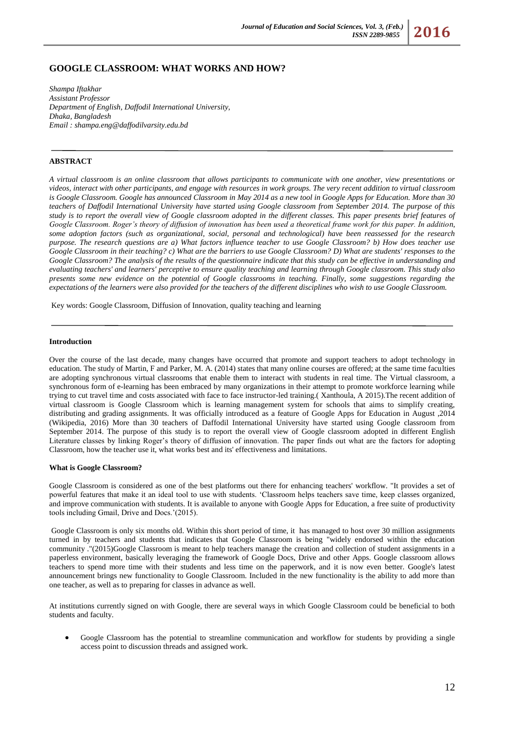# GOOGLE CLASSROOM: WHAT WORKS AND HOW?

*Shampa Iftakhar*
*Assistant Professor*
*Department of English, Daffodil International University,*
*Dhaka, Bangladesh*
*Email : shampa.eng@daffodilvarsity.edu.bd*

---

### ABSTRACT

*A virtual classroom is an online classroom that allows participants to communicate with one another, view presentations or videos, interact with other participants, and engage with resources in work groups. The very recent addition to virtual classroom is Google Classroom. Google has announced Classroom in May 2014 as a new tool in Google Apps for Education. More than 30 teachers of Daffodil International University have started using Google classroom from September 2014. The purpose of this study is to report the overall view of Google classroom adopted in the different classes. This paper presents brief features of Google Classroom. Roger's theory of diffusion of innovation has been used a theoretical frame work for this paper. In addition, some adoption factors (such as organizational, social, personal and technological) have been reassessed for the research purpose. The research questions are a) What factors influence teacher to use Google Classroom? b) How does teacher use Google Classroom in their teaching? c) What are the barriers to use Google Classroom? D) What are students' responses to the Google Classroom? The analysis of the results of the questionnaire indicate that this study can be effective in understanding and evaluating teachers' and learners' perceptive to ensure quality teaching and learning through Google classroom. This study also presents some new evidence on the potential of Google classrooms in teaching. Finally, some suggestions regarding the expectations of the learners were also provided for the teachers of the different disciplines who wish to use Google Classroom.*

Key words: Google Classroom, Diffusion of Innovation, quality teaching and learning

---

### Introduction

Over the course of the last decade, many changes have occurred that promote and support teachers to adopt technology in education. The study of Martin, F and Parker, M. A. (2014) states that many online courses are offered; at the same time faculties are adopting synchronous virtual classrooms that enable them to interact with students in real time. The Virtual classroom, a synchronous form of e-learning has been embraced by many organizations in their attempt to promote workforce learning while trying to cut travel time and costs associated with face to face instructor-led training.( Xanthoula, A 2015).The recent addition of virtual classroom is Google Classroom which is learning management system for schools that aims to simplify creating, distributing and grading assignments. It was officially introduced as a feature of Google Apps for Education in August ,2014 (Wikipedia, 2016) More than 30 teachers of Daffodil International University have started using Google classroom from September 2014. The purpose of this study is to report the overall view of Google classroom adopted in different English Literature classes by linking Roger's theory of diffusion of innovation. The paper finds out what are the factors for adopting Classroom, how the teacher use it, what works best and its' effectiveness and limitations.

### What is Google Classroom?

Google Classroom is considered as one of the best platforms out there for enhancing teachers' workflow. "It provides a set of powerful features that make it an ideal tool to use with students. 'Classroom helps teachers save time, keep classes organized, and improve communication with students. It is available to anyone with Google Apps for Education, a free suite of productivity tools including Gmail, Drive and Docs.'(2015).

Google Classroom is only six months old. Within this short period of time, it has managed to host over 30 million assignments turned in by teachers and students that indicates that Google Classroom is being "widely endorsed within the education community ."(2015)Google Classroom is meant to help teachers manage the creation and collection of student assignments in a paperless environment, basically leveraging the framework of Google Docs, Drive and other Apps. Google classroom allows teachers to spend more time with their students and less time on the paperwork, and it is now even better. Google's latest announcement brings new functionality to Google Classroom. Included in the new functionality is the ability to add more than one teacher, as well as to preparing for classes in advance as well.

At institutions currently signed on with Google, there are several ways in which Google Classroom could be beneficial to both students and faculty.

- Google Classroom has the potential to streamline communication and workflow for students by providing a single access point to discussion threads and assigned work.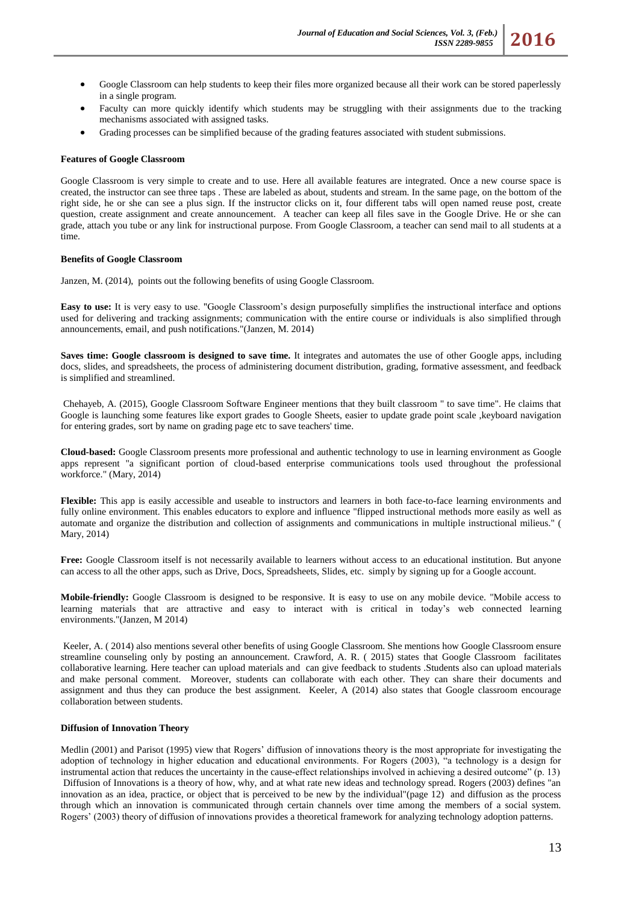- Google Classroom can help students to keep their files more organized because all their work can be stored paperlessly in a single program.
- Faculty can more quickly identify which students may be struggling with their assignments due to the tracking mechanisms associated with assigned tasks.
- Grading processes can be simplified because of the grading features associated with student submissions.

**Features of Google Classroom**

Google Classroom is very simple to create and to use. Here all available features are integrated. Once a new course space is created, the instructor can see three taps . These are labeled as about, students and stream. In the same page, on the bottom of the right side, he or she can see a plus sign. If the instructor clicks on it, four different tabs will open named reuse post, create question, create assignment and create announcement. A teacher can keep all files save in the Google Drive. He or she can grade, attach you tube or any link for instructional purpose. From Google Classroom, a teacher can send mail to all students at a time.

**Benefits of Google Classroom**

Janzen, M. (2014), points out the following benefits of using Google Classroom.

**Easy to use:** It is very easy to use. "Google Classroom's design purposefully simplifies the instructional interface and options used for delivering and tracking assignments; communication with the entire course or individuals is also simplified through announcements, email, and push notifications."(Janzen, M. 2014)

**Saves time: Google classroom is designed to save time.** It integrates and automates the use of other Google apps, including docs, slides, and spreadsheets, the process of administering document distribution, grading, formative assessment, and feedback is simplified and streamlined.

Chehayeb, A. (2015), Google Classroom Software Engineer mentions that they built classroom " to save time". He claims that Google is launching some features like export grades to Google Sheets, easier to update grade point scale ,keyboard navigation for entering grades, sort by name on grading page etc to save teachers' time.

**Cloud-based:** Google Classroom presents more professional and authentic technology to use in learning environment as Google apps represent "a significant portion of cloud-based enterprise communications tools used throughout the professional workforce." (Mary, 2014)

**Flexible:** This app is easily accessible and useable to instructors and learners in both face-to-face learning environments and fully online environment. This enables educators to explore and influence "flipped instructional methods more easily as well as automate and organize the distribution and collection of assignments and communications in multiple instructional milieus." ( Mary, 2014)

**Free:** Google Classroom itself is not necessarily available to learners without access to an educational institution. But anyone can access to all the other apps, such as Drive, Docs, Spreadsheets, Slides, etc. simply by signing up for a Google account.

**Mobile-friendly:** Google Classroom is designed to be responsive. It is easy to use on any mobile device. "Mobile access to learning materials that are attractive and easy to interact with is critical in today's web connected learning environments."(Janzen, M 2014)

Keeler, A. ( 2014) also mentions several other benefits of using Google Classroom. She mentions how Google Classroom ensure streamline counseling only by posting an announcement. Crawford, A. R. ( 2015) states that Google Classroom facilitates collaborative learning. Here teacher can upload materials and can give feedback to students .Students also can upload materials and make personal comment. Moreover, students can collaborate with each other. They can share their documents and assignment and thus they can produce the best assignment. Keeler, A (2014) also states that Google classroom encourage collaboration between students.

**Diffusion of Innovation Theory**

Medlin (2001) and Parisot (1995) view that Rogers' diffusion of innovations theory is the most appropriate for investigating the adoption of technology in higher education and educational environments. For Rogers (2003), "a technology is a design for instrumental action that reduces the uncertainty in the cause-effect relationships involved in achieving a desired outcome" (p. 13) Diffusion of Innovations is a theory of how, why, and at what rate new ideas and technology spread. Rogers (2003) defines "an innovation as an idea, practice, or object that is perceived to be new by the individual"(page 12) and diffusion as the process through which an innovation is communicated through certain channels over time among the members of a social system. Rogers' (2003) theory of diffusion of innovations provides a theoretical framework for analyzing technology adoption patterns.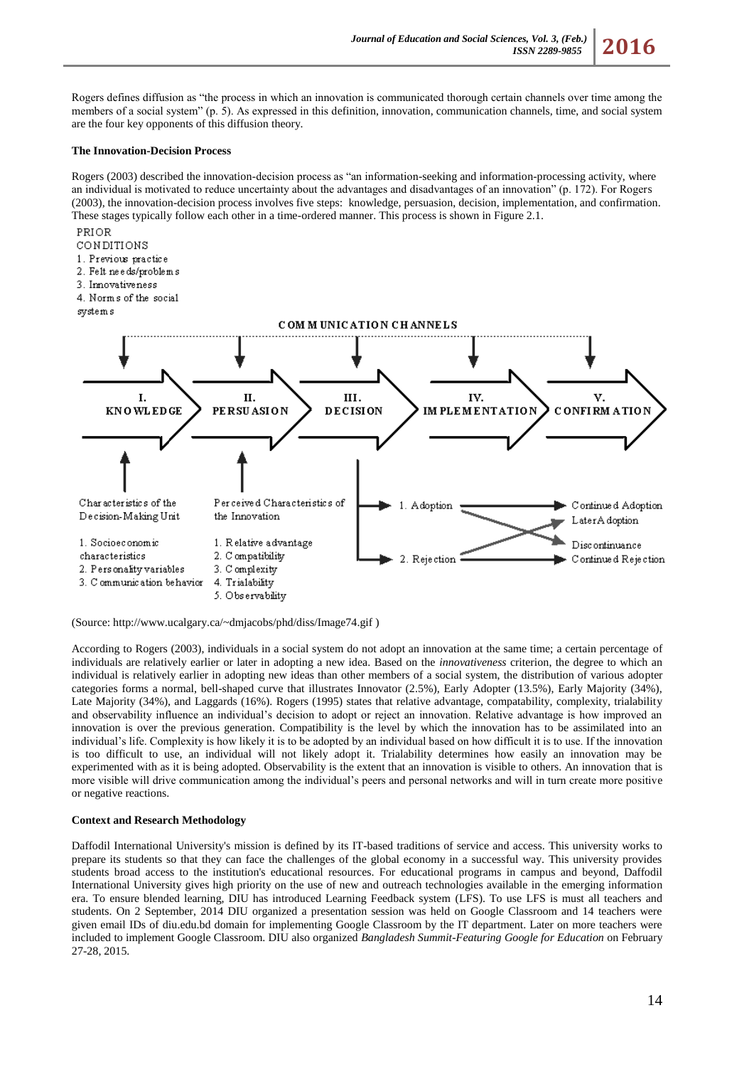Rogers defines diffusion as "the process in which an innovation is communicated thorough certain channels over time among the members of a social system" (p. 5). As expressed in this definition, innovation, communication channels, time, and social system are the four key opponents of this diffusion theory.

**The Innovation-Decision Process**

Rogers (2003) described the innovation-decision process as "an information-seeking and information-processing activity, where an individual is motivated to reduce uncertainty about the advantages and disadvantages of an innovation" (p. 172). For Rogers (2003), the innovation-decision process involves five steps: knowledge, persuasion, decision, implementation, and confirmation. These stages typically follow each other in a time-ordered manner. This process is shown in Figure 2.1.

PRIOR CONDITIONS
1. Previous practice
2. Felt needs/problems
3. Innovativeness
4. Norms of the social systems

COMMUNICATION CHANNELS

I. KNOWLEDGE → II. PERSUASION → III. DECISION → IV. IMPLEMENTATION → V. CONFIRMATION

Characteristics of the Decision-Making Unit
1. Socioeconomic characteristics
2. Personality variables
3. Communication behavior

Perceived Characteristics of the Innovation
1. Relative advantage
2. Compatibility
3. Complexity
4. Trialability
5. Observability

1. Adoption → Continued Adoption / Discontinuance
2. Rejection → Later Adoption / Continued Rejection

(Source: http://www.ucalgary.ca/~dmjacobs/phd/diss/Image74.gif )

According to Rogers (2003), individuals in a social system do not adopt an innovation at the same time; a certain percentage of individuals are relatively earlier or later in adopting a new idea. Based on the *innovativeness* criterion, the degree to which an individual is relatively earlier in adopting new ideas than other members of a social system, the distribution of various adopter categories forms a normal, bell-shaped curve that illustrates Innovator (2.5%), Early Adopter (13.5%), Early Majority (34%), Late Majority (34%), and Laggards (16%). Rogers (1995) states that relative advantage, compatability, complexity, trialability and observability influence an individual's decision to adopt or reject an innovation. Relative advantage is how improved an innovation is over the previous generation. Compatibility is the level by which the innovation has to be assimilated into an individual's life. Complexity is how likely it is to be adopted by an individual based on how difficult it is to use. If the innovation is too difficult to use, an individual will not likely adopt it. Trialability determines how easily an innovation may be experimented with as it is being adopted. Observability is the extent that an innovation is visible to others. An innovation that is more visible will drive communication among the individual's peers and personal networks and will in turn create more positive or negative reactions.

**Context and Research Methodology**

Daffodil International University's mission is defined by its IT-based traditions of service and access. This university works to prepare its students so that they can face the challenges of the global economy in a successful way. This university provides students broad access to the institution's educational resources. For educational programs in campus and beyond, Daffodil International University gives high priority on the use of new and outreach technologies available in the emerging information era. To ensure blended learning, DIU has introduced Learning Feedback system (LFS). To use LFS is must all teachers and students. On 2 September, 2014 DIU organized a presentation session was held on Google Classroom and 14 teachers were given email IDs of diu.edu.bd domain for implementing Google Classroom by the IT department. Later on more teachers were included to implement Google Classroom. DIU also organized *Bangladesh Summit-Featuring Google for Education* on February 27-28, 2015.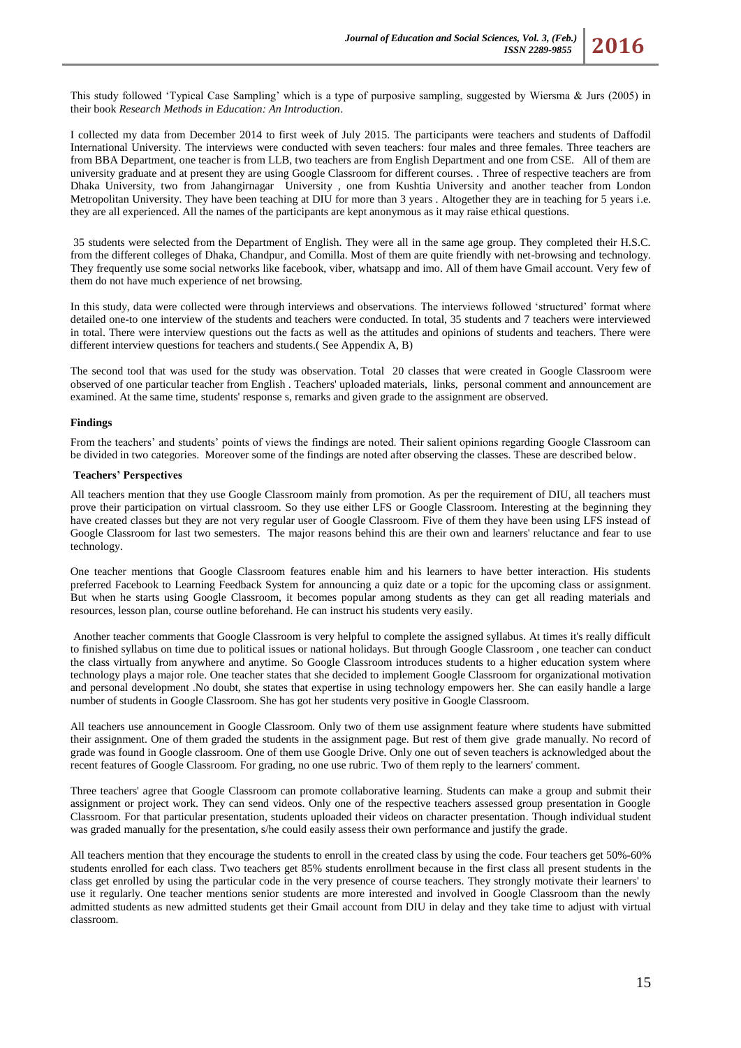This study followed 'Typical Case Sampling' which is a type of purposive sampling, suggested by Wiersma & Jurs (2005) in their book *Research Methods in Education: An Introduction*.

I collected my data from December 2014 to first week of July 2015. The participants were teachers and students of Daffodil International University. The interviews were conducted with seven teachers: four males and three females. Three teachers are from BBA Department, one teacher is from LLB, two teachers are from English Department and one from CSE. All of them are university graduate and at present they are using Google Classroom for different courses. . Three of respective teachers are from Dhaka University, two from Jahangirnagar University , one from Kushtia University and another teacher from London Metropolitan University. They have been teaching at DIU for more than 3 years . Altogether they are in teaching for 5 years i.e. they are all experienced. All the names of the participants are kept anonymous as it may raise ethical questions.

35 students were selected from the Department of English. They were all in the same age group. They completed their H.S.C. from the different colleges of Dhaka, Chandpur, and Comilla. Most of them are quite friendly with net-browsing and technology. They frequently use some social networks like facebook, viber, whatsapp and imo. All of them have Gmail account. Very few of them do not have much experience of net browsing.

In this study, data were collected were through interviews and observations. The interviews followed 'structured' format where detailed one-to one interview of the students and teachers were conducted. In total, 35 students and 7 teachers were interviewed in total. There were interview questions out the facts as well as the attitudes and opinions of students and teachers. There were different interview questions for teachers and students.( See Appendix A, B)

The second tool that was used for the study was observation. Total 20 classes that were created in Google Classroom were observed of one particular teacher from English . Teachers' uploaded materials, links, personal comment and announcement are examined. At the same time, students' response s, remarks and given grade to the assignment are observed.

## Findings

From the teachers' and students' points of views the findings are noted. Their salient opinions regarding Google Classroom can be divided in two categories. Moreover some of the findings are noted after observing the classes. These are described below.

### Teachers' Perspectives

All teachers mention that they use Google Classroom mainly from promotion. As per the requirement of DIU, all teachers must prove their participation on virtual classroom. So they use either LFS or Google Classroom. Interesting at the beginning they have created classes but they are not very regular user of Google Classroom. Five of them they have been using LFS instead of Google Classroom for last two semesters. The major reasons behind this are their own and learners' reluctance and fear to use technology.

One teacher mentions that Google Classroom features enable him and his learners to have better interaction. His students preferred Facebook to Learning Feedback System for announcing a quiz date or a topic for the upcoming class or assignment. But when he starts using Google Classroom, it becomes popular among students as they can get all reading materials and resources, lesson plan, course outline beforehand. He can instruct his students very easily.

Another teacher comments that Google Classroom is very helpful to complete the assigned syllabus. At times it's really difficult to finished syllabus on time due to political issues or national holidays. But through Google Classroom , one teacher can conduct the class virtually from anywhere and anytime. So Google Classroom introduces students to a higher education system where technology plays a major role. One teacher states that she decided to implement Google Classroom for organizational motivation and personal development .No doubt, she states that expertise in using technology empowers her. She can easily handle a large number of students in Google Classroom. She has got her students very positive in Google Classroom.

All teachers use announcement in Google Classroom. Only two of them use assignment feature where students have submitted their assignment. One of them graded the students in the assignment page. But rest of them give grade manually. No record of grade was found in Google classroom. One of them use Google Drive. Only one out of seven teachers is acknowledged about the recent features of Google Classroom. For grading, no one use rubric. Two of them reply to the learners' comment.

Three teachers' agree that Google Classroom can promote collaborative learning. Students can make a group and submit their assignment or project work. They can send videos. Only one of the respective teachers assessed group presentation in Google Classroom. For that particular presentation, students uploaded their videos on character presentation. Though individual student was graded manually for the presentation, s/he could easily assess their own performance and justify the grade.

All teachers mention that they encourage the students to enroll in the created class by using the code. Four teachers get 50%-60% students enrolled for each class. Two teachers get 85% students enrollment because in the first class all present students in the class get enrolled by using the particular code in the very presence of course teachers. They strongly motivate their learners' to use it regularly. One teacher mentions senior students are more interested and involved in Google Classroom than the newly admitted students as new admitted students get their Gmail account from DIU in delay and they take time to adjust with virtual classroom.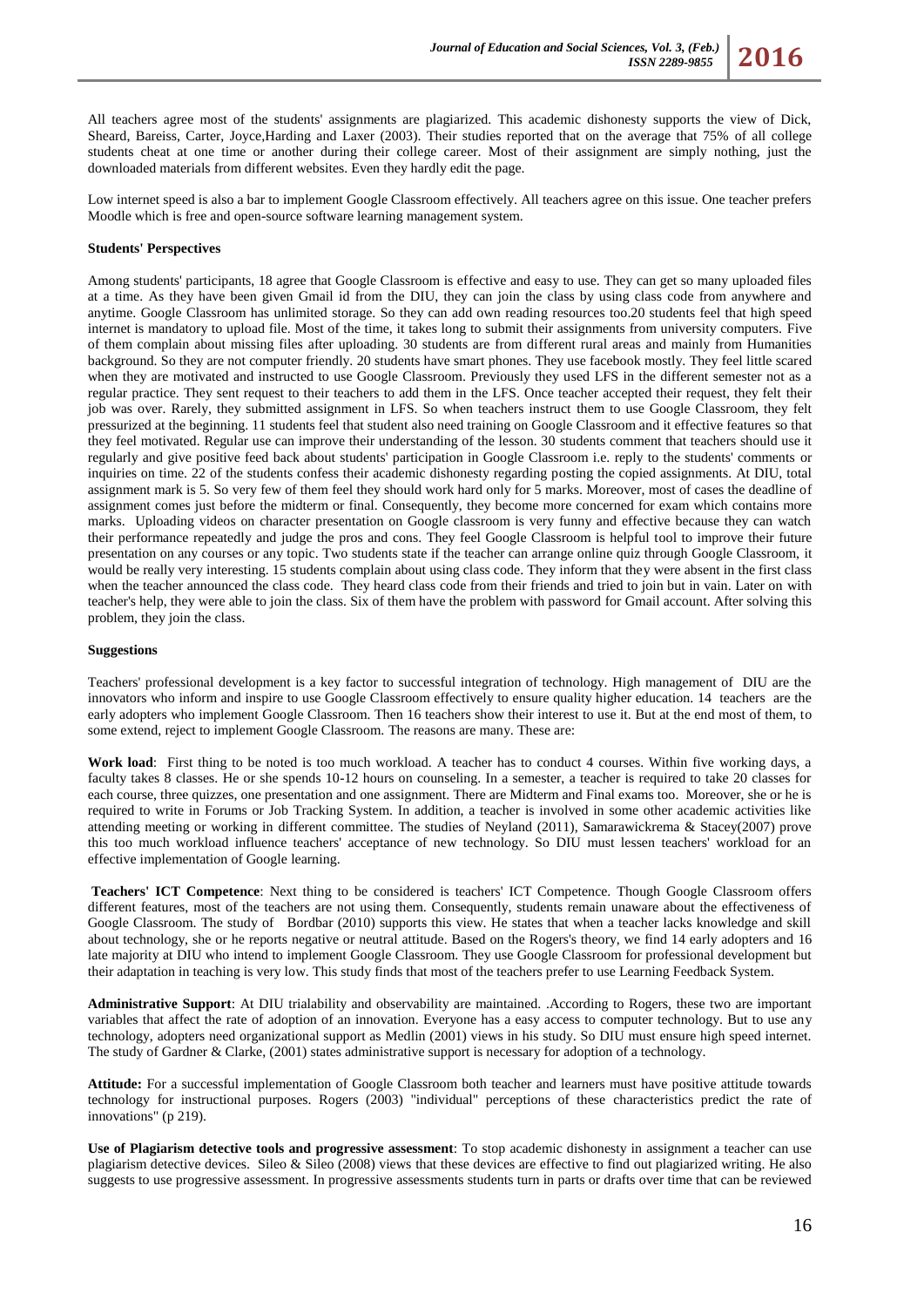All teachers agree most of the students' assignments are plagiarized. This academic dishonesty supports the view of Dick, Sheard, Bareiss, Carter, Joyce,Harding and Laxer (2003). Their studies reported that on the average that 75% of all college students cheat at one time or another during their college career. Most of their assignment are simply nothing, just the downloaded materials from different websites. Even they hardly edit the page.

Low internet speed is also a bar to implement Google Classroom effectively. All teachers agree on this issue. One teacher prefers Moodle which is free and open-source software learning management system.

**Students' Perspectives**

Among students' participants, 18 agree that Google Classroom is effective and easy to use. They can get so many uploaded files at a time. As they have been given Gmail id from the DIU, they can join the class by using class code from anywhere and anytime. Google Classroom has unlimited storage. So they can add own reading resources too.20 students feel that high speed internet is mandatory to upload file. Most of the time, it takes long to submit their assignments from university computers. Five of them complain about missing files after uploading. 30 students are from different rural areas and mainly from Humanities background. So they are not computer friendly. 20 students have smart phones. They use facebook mostly. They feel little scared when they are motivated and instructed to use Google Classroom. Previously they used LFS in the different semester not as a regular practice. They sent request to their teachers to add them in the LFS. Once teacher accepted their request, they felt their job was over. Rarely, they submitted assignment in LFS. So when teachers instruct them to use Google Classroom, they felt pressurized at the beginning. 11 students feel that student also need training on Google Classroom and it effective features so that they feel motivated. Regular use can improve their understanding of the lesson. 30 students comment that teachers should use it regularly and give positive feed back about students' participation in Google Classroom i.e. reply to the students' comments or inquiries on time. 22 of the students confess their academic dishonesty regarding posting the copied assignments. At DIU, total assignment mark is 5. So very few of them feel they should work hard only for 5 marks. Moreover, most of cases the deadline of assignment comes just before the midterm or final. Consequently, they become more concerned for exam which contains more marks. Uploading videos on character presentation on Google classroom is very funny and effective because they can watch their performance repeatedly and judge the pros and cons. They feel Google Classroom is helpful tool to improve their future presentation on any courses or any topic. Two students state if the teacher can arrange online quiz through Google Classroom, it would be really very interesting. 15 students complain about using class code. They inform that they were absent in the first class when the teacher announced the class code. They heard class code from their friends and tried to join but in vain. Later on with teacher's help, they were able to join the class. Six of them have the problem with password for Gmail account. After solving this problem, they join the class.

**Suggestions**

Teachers' professional development is a key factor to successful integration of technology. High management of DIU are the innovators who inform and inspire to use Google Classroom effectively to ensure quality higher education. 14 teachers are the early adopters who implement Google Classroom. Then 16 teachers show their interest to use it. But at the end most of them, to some extend, reject to implement Google Classroom. The reasons are many. These are:

**Work load**: First thing to be noted is too much workload. A teacher has to conduct 4 courses. Within five working days, a faculty takes 8 classes. He or she spends 10-12 hours on counseling. In a semester, a teacher is required to take 20 classes for each course, three quizzes, one presentation and one assignment. There are Midterm and Final exams too. Moreover, she or he is required to write in Forums or Job Tracking System. In addition, a teacher is involved in some other academic activities like attending meeting or working in different committee. The studies of Neyland (2011), Samarawickrema & Stacey(2007) prove this too much workload influence teachers' acceptance of new technology. So DIU must lessen teachers' workload for an effective implementation of Google learning.

**Teachers' ICT Competence**: Next thing to be considered is teachers' ICT Competence. Though Google Classroom offers different features, most of the teachers are not using them. Consequently, students remain unaware about the effectiveness of Google Classroom. The study of Bordbar (2010) supports this view. He states that when a teacher lacks knowledge and skill about technology, she or he reports negative or neutral attitude. Based on the Rogers's theory, we find 14 early adopters and 16 late majority at DIU who intend to implement Google Classroom. They use Google Classroom for professional development but their adaptation in teaching is very low. This study finds that most of the teachers prefer to use Learning Feedback System.

**Administrative Support**: At DIU trialability and observability are maintained. .According to Rogers, these two are important variables that affect the rate of adoption of an innovation. Everyone has a easy access to computer technology. But to use any technology, adopters need organizational support as Medlin (2001) views in his study. So DIU must ensure high speed internet. The study of Gardner & Clarke, (2001) states administrative support is necessary for adoption of a technology.

**Attitude:** For a successful implementation of Google Classroom both teacher and learners must have positive attitude towards technology for instructional purposes. Rogers (2003) "individual" perceptions of these characteristics predict the rate of innovations" (p 219).

**Use of Plagiarism detective tools and progressive assessment**: To stop academic dishonesty in assignment a teacher can use plagiarism detective devices. Sileo & Sileo (2008) views that these devices are effective to find out plagiarized writing. He also suggests to use progressive assessment. In progressive assessments students turn in parts or drafts over time that can be reviewed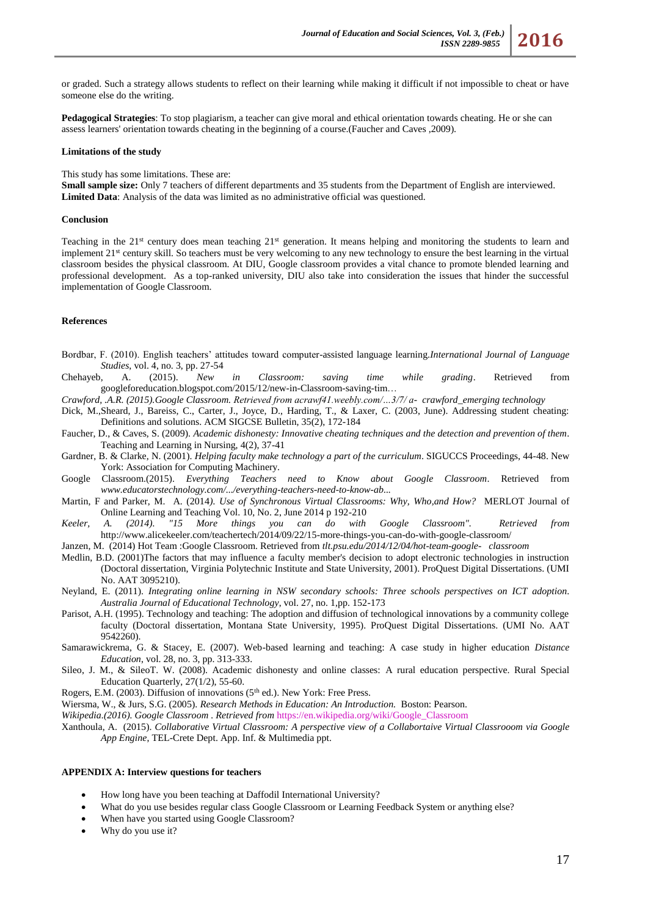or graded. Such a strategy allows students to reflect on their learning while making it difficult if not impossible to cheat or have someone else do the writing.

**Pedagogical Strategies**: To stop plagiarism, a teacher can give moral and ethical orientation towards cheating. He or she can assess learners' orientation towards cheating in the beginning of a course.(Faucher and Caves ,2009).

**Limitations of the study**

This study has some limitations. These are:

**Small sample size:** Only 7 teachers of different departments and 35 students from the Department of English are interviewed.

**Limited Data**: Analysis of the data was limited as no administrative official was questioned.

**Conclusion**

Teaching in the 21st century does mean teaching 21st generation. It means helping and monitoring the students to learn and implement 21st century skill. So teachers must be very welcoming to any new technology to ensure the best learning in the virtual classroom besides the physical classroom. At DIU, Google classroom provides a vital chance to promote blended learning and professional development. As a top-ranked university, DIU also take into consideration the issues that hinder the successful implementation of Google Classroom.

**References**

Bordbar, F. (2010). English teachers' attitudes toward computer-assisted language learning.*International Journal of Language Studies*, vol. 4, no. 3, pp. 27-54

Chehayeb, A. (2015). *New in Classroom: saving time while grading*. Retrieved from googleforeducation.blogspot.com/2015/12/new-in-Classroom-saving-tim…

*Crawford, .A.R. (2015).Google Classroom. Retrieved from acrawf41.weebly.com/…3/7/ a- crawford_emerging technology*

Dick, M.,Sheard, J., Bareiss, C., Carter, J., Joyce, D., Harding, T., & Laxer, C. (2003, June). Addressing student cheating: Definitions and solutions. ACM SIGCSE Bulletin, 35(2), 172-184

Faucher, D., & Caves, S. (2009). *Academic dishonesty: Innovative cheating techniques and the detection and prevention of them*. Teaching and Learning in Nursing, 4(2), 37-41

Gardner, B. & Clarke, N. (2001). *Helping faculty make technology a part of the curriculum*. SIGUCCS Proceedings, 44-48. New York: Association for Computing Machinery.

Google Classroom.(2015). *Everything Teachers need to Know about Google Classroom*. Retrieved from *www.educatorstechnology.com/.../everything-teachers-need-to-know-ab*...

Martin, F and Parker, M. A. (2014*). Use of Synchronous Virtual Classrooms: Why, Who,and How?* MERLOT Journal of Online Learning and Teaching Vol. 10, No. 2, June 2014 p 192-210

*Keeler, A. (2014). "15 More things you can do with Google Classroom". Retrieved from* http://www.alicekeeler.com/teachertech/2014/09/22/15-more-things-you-can-do-with-google-classroom/

Janzen, M. (2014) Hot Team :Google Classroom. Retrieved from *tlt.psu.edu/2014/12/04/hot-team-google- classroom*

Medlin, B.D. (2001)The factors that may influence a faculty member's decision to adopt electronic technologies in instruction (Doctoral dissertation, Virginia Polytechnic Institute and State University, 2001). ProQuest Digital Dissertations. (UMI No. AAT 3095210).

Neyland, E. (2011). *Integrating online learning in NSW secondary schools: Three schools perspectives on ICT adoption. Australia Journal of Educational Technology*, vol. 27, no. 1,pp. 152-173

Parisot, A.H. (1995). Technology and teaching: The adoption and diffusion of technological innovations by a community college faculty (Doctoral dissertation, Montana State University, 1995). ProQuest Digital Dissertations. (UMI No. AAT 9542260).

Samarawickrema, G. & Stacey, E. (2007). Web-based learning and teaching: A case study in higher education *Distance Education*, vol. 28, no. 3, pp. 313-333.

Sileo, J. M., & SileoT. W. (2008). Academic dishonesty and online classes: A rural education perspective. Rural Special Education Quarterly, 27(1/2), 55-60.

Rogers, E.M. (2003). Diffusion of innovations (5th ed.). New York: Free Press.

Wiersma, W., & Jurs, S.G. (2005). *Research Methods in Education: An Introduction.* Boston: Pearson.

*Wikipedia.(2016). Google Classroom . Retrieved from* https://en.wikipedia.org/wiki/Google_Classroom

Xanthoula, A. (2015). *Collaborative Virtual Classroom: A perspective view of a Collabortaive Virtual Classrooom via Google App Engine*, TEL-Crete Dept. App. Inf. & Multimedia ppt.

**APPENDIX A: Interview questions for teachers**

- How long have you been teaching at Daffodil International University?
- What do you use besides regular class Google Classroom or Learning Feedback System or anything else?
- When have you started using Google Classroom?
- Why do you use it?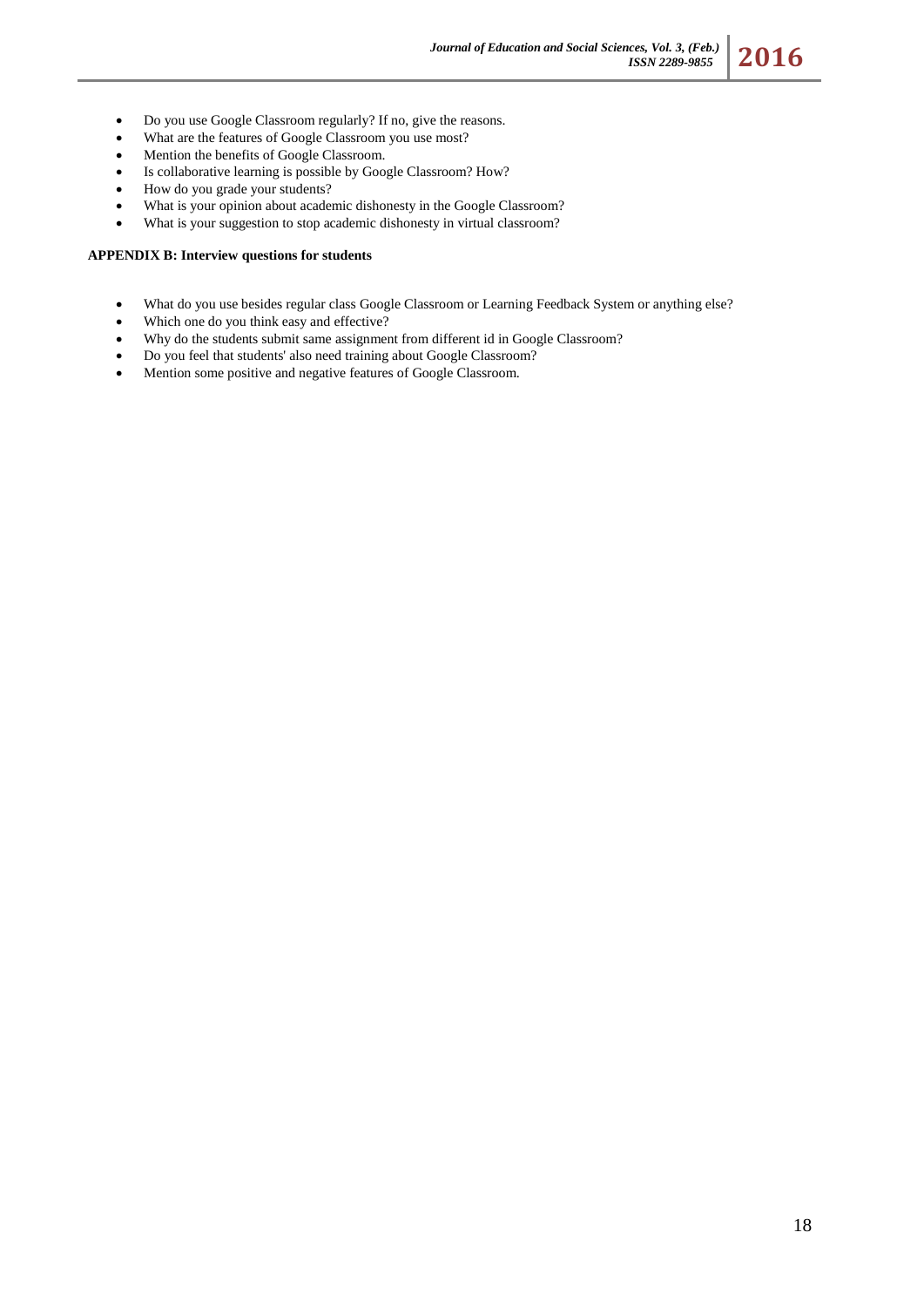- Do you use Google Classroom regularly? If no, give the reasons.
- What are the features of Google Classroom you use most?
- Mention the benefits of Google Classroom.
- Is collaborative learning is possible by Google Classroom? How?
- How do you grade your students?
- What is your opinion about academic dishonesty in the Google Classroom?
- What is your suggestion to stop academic dishonesty in virtual classroom?

**APPENDIX B: Interview questions for students**

- What do you use besides regular class Google Classroom or Learning Feedback System or anything else?
- Which one do you think easy and effective?
- Why do the students submit same assignment from different id in Google Classroom?
- Do you feel that students' also need training about Google Classroom?
- Mention some positive and negative features of Google Classroom.